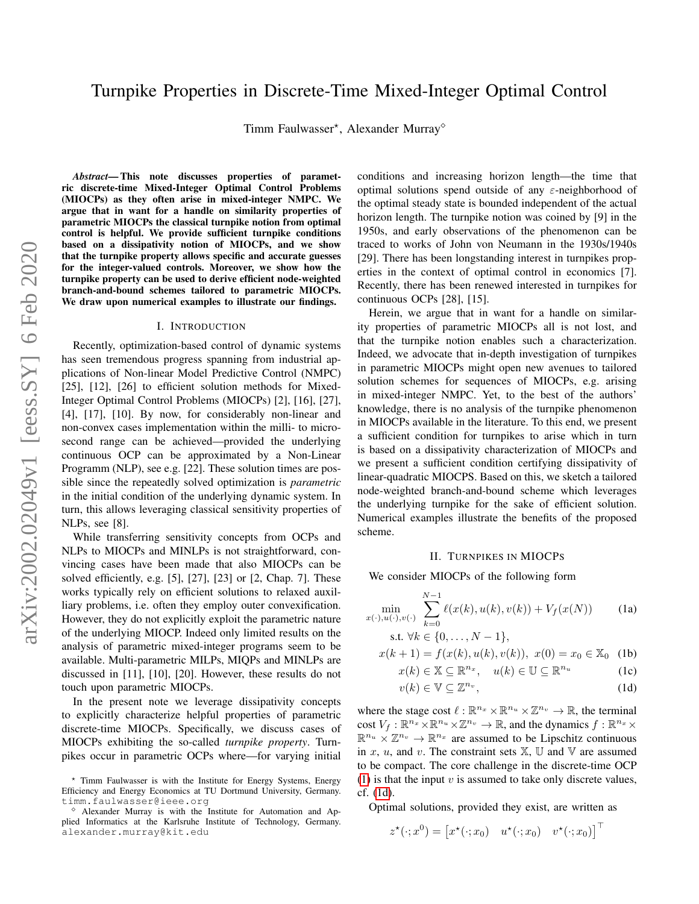# Turnpike Properties in Discrete-Time Mixed-Integer Optimal Control

Timm Faulwasser[⋆], Alexander Murray[◇]

***Abstract*— This note discusses properties of parametric discrete-time Mixed-Integer Optimal Control Problems (MIOCPs) as they often arise in mixed-integer NMPC. We argue that in want for a handle on similarity properties of parametric MIOCPs the classical turnpike notion from optimal control is helpful. We provide sufficient turnpike conditions based on a dissipativity notion of MIOCPs, and we show that the turnpike property allows specific and accurate guesses for the integer-valued controls. Moreover, we show how the turnpike property can be used to derive efficient node-weighted branch-and-bound schemes tailored to parametric MIOCPs. We draw upon numerical examples to illustrate our findings.**

## I. Introduction

Recently, optimization-based control of dynamic systems has seen tremendous progress spanning from industrial applications of Non-linear Model Predictive Control (NMPC) [25], [12], [26] to efficient solution methods for Mixed-Integer Optimal Control Problems (MIOCPs) [2], [16], [27], [4], [17], [10]. By now, for considerably non-linear and non-convex cases implementation within the milli- to micro-second range can be achieved—provided the underlying continuous OCP can be approximated by a Non-Linear Programm (NLP), see e.g. [22]. These solution times are possible since the repeatedly solved optimization is *parametric* in the initial condition of the underlying dynamic system. In turn, this allows leveraging classical sensitivity properties of NLPs, see [8].

While transferring sensitivity concepts from OCPs and NLPs to MIOCPs and MINLPs is not straightforward, convincing cases have been made that also MIOCPs can be solved efficiently, e.g. [5], [27], [23] or [2, Chap. 7]. These works typically rely on efficient solutions to relaxed auxilliary problems, i.e. often they employ outer convexification. However, they do not explicitly exploit the parametric nature of the underlying MIOCP. Indeed only limited results on the analysis of parametric mixed-integer programs seem to be available. Multi-parametric MILPs, MIQPs and MINLPs are discussed in [11], [10], [20]. However, these results do not touch upon parametric MIOCPs.

In the present note we leverage dissipativity concepts to explicitly characterize helpful properties of parametric discrete-time MIOCPs. Specifically, we discuss cases of MIOCPs exhibiting the so-called *turnpike property*. Turnpikes occur in parametric OCPs where—for varying initial conditions and increasing horizon length—the time that optimal solutions spend outside of any $\varepsilon$-neighborhood of the optimal steady state is bounded independent of the actual horizon length. The turnpike notion was coined by [9] in the 1950s, and early observations of the phenomenon can be traced to works of John von Neumann in the 1930s/1940s [29]. There has been longstanding interest in turnpikes properties in the context of optimal control in economics [7]. Recently, there has been renewed interested in turnpikes for continuous OCPs [28], [15].

Herein, we argue that in want for a handle on similarity properties of parametric MIOCPs all is not lost, and that the turnpike notion enables such a characterization. Indeed, we advocate that in-depth investigation of turnpikes in parametric MIOCPs might open new avenues to tailored solution schemes for sequences of MIOCPs, e.g. arising in mixed-integer NMPC. Yet, to the best of the authors' knowledge, there is no analysis of the turnpike phenomenon in MIOCPs available in the literature. To this end, we present a sufficient condition for turnpikes to arise which in turn is based on a dissipativity characterization of MIOCPs and we present a sufficient condition certifying dissipativity of linear-quadratic MIOCPS. Based on this, we sketch a tailored node-weighted branch-and-bound scheme which leverages the underlying turnpike for the sake of efficient solution. Numerical examples illustrate the benefits of the proposed scheme.

## II. Turnpikes in MIOCPs

We consider MIOCPs of the following form

$$\min_{x(\cdot),u(\cdot),v(\cdot)} \sum_{k=0}^{N-1} \ell(x(k),u(k),v(k)) + V_f(x(N)) \tag{1a}$$

$$\text{s.t. } \forall k \in \{0,\ldots,N-1\},$$

$$x(k+1) = f(x(k),u(k),v(k)),\ x(0) = x_0 \in \mathbb{X}_0 \tag{1b}$$

$$x(k) \in \mathbb{X} \subseteq \mathbb{R}^{n_x}, \quad u(k) \in \mathbb{U} \subseteq \mathbb{R}^{n_u} \tag{1c}$$

$$v(k) \in \mathbb{V} \subseteq \mathbb{Z}^{n_v}, \tag{1d}$$

where the stage cost $\ell : \mathbb{R}^{n_x} \times \mathbb{R}^{n_u} \times \mathbb{Z}^{n_v} \to \mathbb{R}$, the terminal cost $V_f : \mathbb{R}^{n_x} \times \mathbb{R}^{n_u} \times \mathbb{Z}^{n_v} \to \mathbb{R}$, and the dynamics $f : \mathbb{R}^{n_x} \times \mathbb{R}^{n_u} \times \mathbb{Z}^{n_v} \to \mathbb{R}^{n_x}$ are assumed to be Lipschitz continuous in $x$, $u$, and $v$. The constraint sets $\mathbb{X}$, $\mathbb{U}$ and $\mathbb{V}$ are assumed to be compact. The core challenge in the discrete-time OCP (1) is that the input $v$ is assumed to take only discrete values, cf. (1d).

Optimal solutions, provided they exist, are written as

$$z^\star(\cdot;x^0) = \begin{bmatrix} x^\star(\cdot;x_0) & u^\star(\cdot;x_0) & v^\star(\cdot;x_0) \end{bmatrix}^\top$$

[⋆] Timm Faulwasser is with the Institute for Energy Systems, Energy Efficiency and Energy Economics at TU Dortmund University, Germany. timm.faulwasser@ieee.org

[◇] Alexander Murray is with the Institute for Automation and Applied Informatics at the Karlsruhe Institute of Technology, Germany. alexander.murray@kit.edu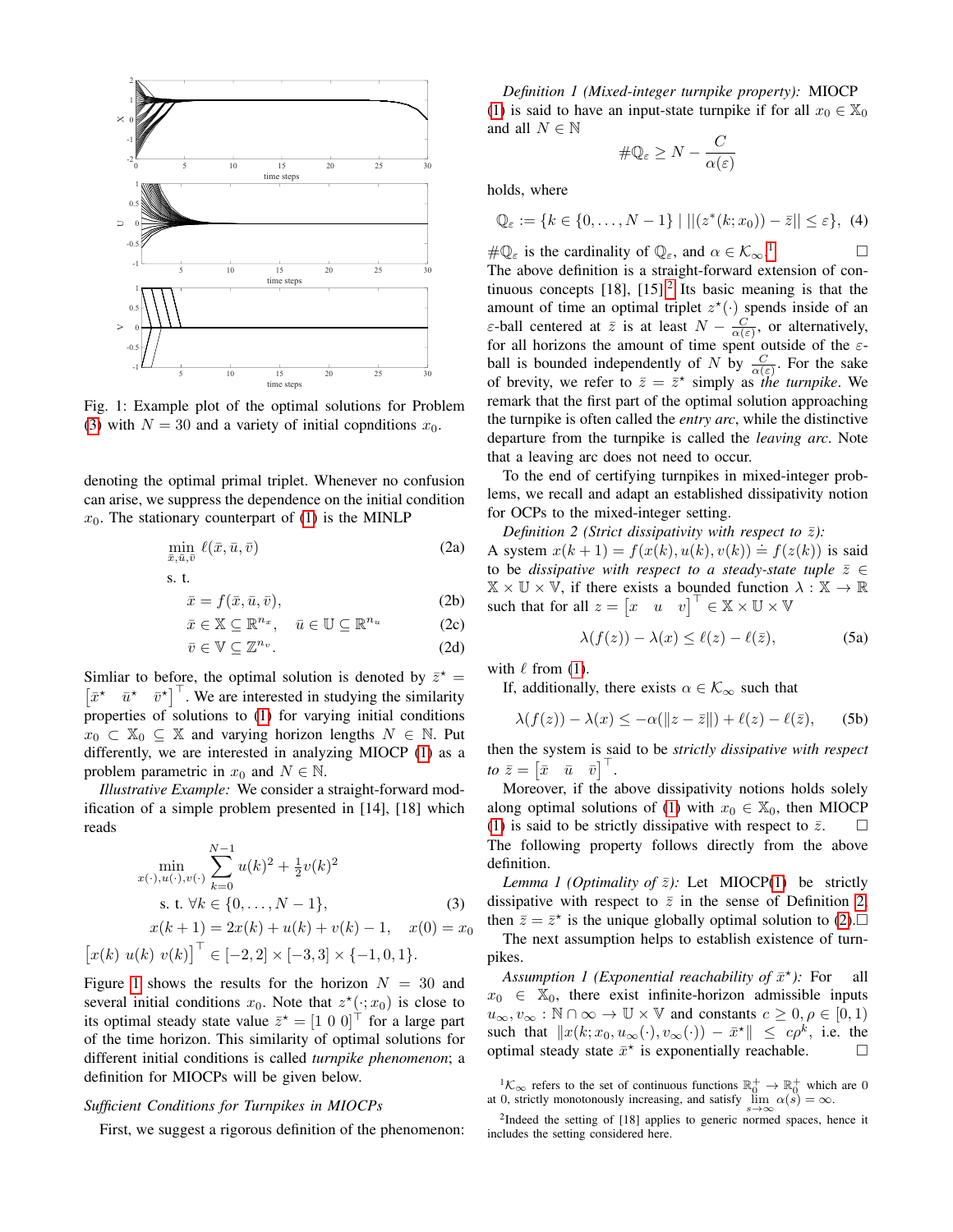2

1

X 0

-1

-2

0 5 10 15 20 25 30

time steps

1

0.5

U 0

-0.5

-1

5 10 15 20 25 30

time steps

1

0.5

V 0

-0.5

-1

5 10 15 20 25 30

time steps

Fig. 1: Example plot of the optimal solutions for Problem (3) with $N = 30$ and a variety of initial copnditions $x_0$.

denoting the optimal primal triplet. Whenever no confusion can arise, we suppress the dependence on the initial condition $x_0$. The stationary counterpart of (1) is the MINLP

$$\min_{\bar{x},\bar{u},\bar{v}} \ \ell(\bar{x},\bar{u},\bar{v}) \tag{2a}$$

s. t.

$$\bar{x} = f(\bar{x},\bar{u},\bar{v}), \tag{2b}$$

$$\bar{x} \in \mathbb{X} \subseteq \mathbb{R}^{n_x}, \quad \bar{u} \in \mathbb{U} \subseteq \mathbb{R}^{n_u} \tag{2c}$$

$$\bar{v} \in \mathbb{V} \subseteq \mathbb{Z}^{n_v}. \tag{2d}$$

Simliar to before, the optimal solution is denoted by $\bar{z}^\star = \begin{bmatrix} \bar{x}^\star & \bar{u}^\star & \bar{v}^\star \end{bmatrix}^\top$. We are interested in studying the similarity properties of solutions to (1) for varying initial conditions $x_0 \subset \mathbb{X}_0 \subseteq \mathbb{X}$ and varying horizon lengths $N \in \mathbb{N}$. Put differently, we are interested in analyzing MIOCP (1) as a problem parametric in $x_0$ and $N \in \mathbb{N}$.

*Illustrative Example:* We consider a straight-forward modification of a simple problem presented in [14], [18] which reads

$$\begin{aligned} \min_{x(\cdot),u(\cdot),v(\cdot)} \ & \sum_{k=0}^{N-1} u(k)^2 + \tfrac{1}{2}v(k)^2 \\ \text{s. t. } & \forall k \in \{0,\dots,N-1\}, \\ & x(k+1) = 2x(k) + u(k) + v(k) - 1, \quad x(0) = x_0 \\ & \begin{bmatrix} x(k) & u(k) & v(k) \end{bmatrix}^\top \in [-2,2] \times [-3,3] \times \{-1,0,1\}. \end{aligned} \tag{3}$$

Figure 1 shows the results for the horizon $N = 30$ and several initial conditions $x_0$. Note that $z^\star(\cdot; x_0)$ is close to its optimal steady state value $\bar{z}^\star = [1\ 0\ 0]^\top$ for a large part of the time horizon. This similarity of optimal solutions for different initial conditions is called *turnpike phenomenon*; a definition for MIOCPs will be given below.

### *Sufficient Conditions for Turnpikes in MIOCPs*

First, we suggest a rigorous definition of the phenomenon:

*Definition 1 (Mixed-integer turnpike property):* MIOCP (1) is said to have an input-state turnpike if for all $x_0 \in \mathbb{X}_0$ and all $N \in \mathbb{N}$

$$\#\mathbb{Q}_\varepsilon \geq N - \frac{C}{\alpha(\varepsilon)}$$

holds, where

$$\mathbb{Q}_\varepsilon := \{k \in \{0,\dots,N-1\} \mid ||(z^\star(k;x_0)) - \bar{z}|| \leq \varepsilon\}, \tag{4}$$

$\#\mathbb{Q}_\varepsilon$ is the cardinality of $\mathbb{Q}_\varepsilon$, and $\alpha \in \mathcal{K}_\infty$.[1] □

The above definition is a straight-forward extension of continuous concepts [18], [15].[2] Its basic meaning is that the amount of time an optimal triplet $z^\star(\cdot)$ spends inside of an $\varepsilon$-ball centered at $\bar{z}$ is at least $N - \frac{C}{\alpha(\varepsilon)}$, or alternatively, for all horizons the amount of time spent outside of the $\varepsilon$-ball is bounded independently of $N$ by $\frac{C}{\alpha(\varepsilon)}$. For the sake of brevity, we refer to $\bar{z} = \bar{z}^\star$ simply as *the turnpike*. We remark that the first part of the optimal solution approaching the turnpike is often called the *entry arc*, while the distinctive departure from the turnpike is called the *leaving arc*. Note that a leaving arc does not need to occur.

To the end of certifying turnpikes in mixed-integer problems, we recall and adapt an established dissipativity notion for OCPs to the mixed-integer setting.

*Definition 2 (Strict dissipativity with respect to $\bar{z}$):* A system $x(k+1) = f(x(k),u(k),v(k)) \doteq f(z(k))$ is said to be *dissipative with respect to a steady-state tuple* $\bar{z} \in \mathbb{X} \times \mathbb{U} \times \mathbb{V}$, if there exists a bounded function $\lambda : \mathbb{X} \to \mathbb{R}$ such that for all $z = \begin{bmatrix} x & u & v \end{bmatrix}^\top \in \mathbb{X} \times \mathbb{U} \times \mathbb{V}$

$$\lambda(f(z)) - \lambda(x) \leq \ell(z) - \ell(\bar{z}), \tag{5a}$$

with $\ell$ from (1).

If, additionally, there exists $\alpha \in \mathcal{K}_\infty$ such that

$$\lambda(f(z)) - \lambda(x) \leq -\alpha(\|z - \bar{z}\|) + \ell(z) - \ell(\bar{z}), \tag{5b}$$

then the system is said to be *strictly dissipative with respect to* $\bar{z} = \begin{bmatrix} \bar{x} & \bar{u} & \bar{v} \end{bmatrix}^\top$.

Moreover, if the above dissipativity notions holds solely along optimal solutions of (1) with $x_0 \in \mathbb{X}_0$, then MIOCP (1) is said to be strictly dissipative with respect to $\bar{z}$. □

The following property follows directly from the above definition.

*Lemma 1 (Optimality of $\bar{z}$):* Let MIOCP(1) be strictly dissipative with respect to $\bar{z}$ in the sense of Definition 2, then $\bar{z} = \bar{z}^\star$ is the unique globally optimal solution to (2).□

The next assumption helps to establish existence of turnpikes.

*Assumption 1 (Exponential reachability of $\bar{x}^\star$):* For all $x_0 \in \mathbb{X}_0$, there exist infinite-horizon admissible inputs $u_\infty, v_\infty : \mathbb{N} \cap \infty \to \mathbb{U} \times \mathbb{V}$ and constants $c \geq 0, \rho \in [0,1)$ such that $\|x(k; x_0, u_\infty(\cdot), v_\infty(\cdot)) - \bar{x}^\star\| \leq c\rho^k$, i.e. the optimal steady state $\bar{x}^\star$ is exponentially reachable. □

[1] $\mathcal{K}_\infty$ refers to the set of continuous functions $\mathbb{R}_0^+ \to \mathbb{R}_0^+$ which are 0 at 0, strictly monotonously increasing, and satisfy $\lim_{s \to \infty} \alpha(s) = \infty$.

[2] Indeed the setting of [18] applies to generic normed spaces, hence it includes the setting considered here.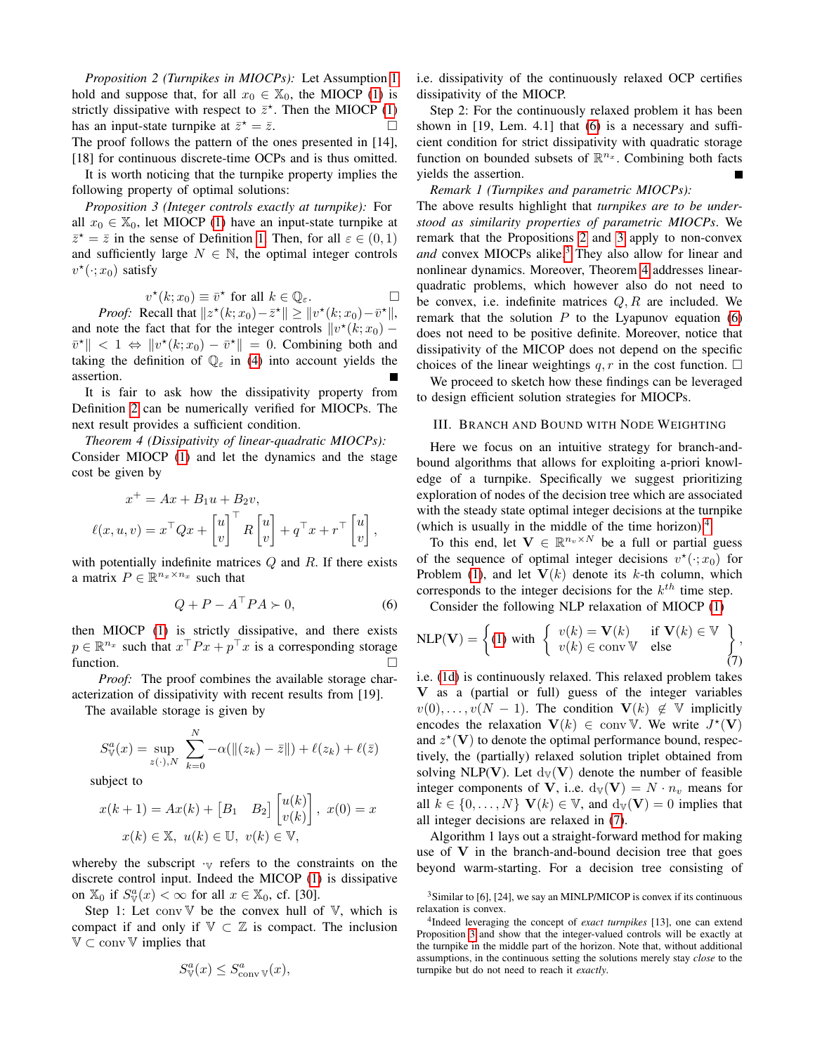*Proposition 2 (Turnpikes in MIOCPs):* Let Assumption 1 hold and suppose that, for all $x_0 \in \mathbb{X}_0$, the MIOCP (1) is strictly dissipative with respect to $\bar{z}^\star$. Then the MIOCP (1) has an input-state turnpike at $\bar{z}^\star = \bar{z}$. □

The proof follows the pattern of the ones presented in [14], [18] for continuous discrete-time OCPs and is thus omitted.

It is worth noticing that the turnpike property implies the following property of optimal solutions:

*Proposition 3 (Integer controls exactly at turnpike):* For all $x_0 \in \mathbb{X}_0$, let MIOCP (1) have an input-state turnpike at $\bar{z}^\star = \bar{z}$ in the sense of Definition 1. Then, for all $\varepsilon \in (0, 1)$ and sufficiently large $N \in \mathbb{N}$, the optimal integer controls $v^\star(\cdot; x_0)$ satisfy

$$v^\star(k; x_0) \equiv \bar{v}^\star \text{ for all } k \in \mathbb{Q}_\varepsilon. \qquad \square$$

*Proof:* Recall that $\|z^\star(k; x_0) - \bar{z}^\star\| \geq \|v^\star(k; x_0) - \bar{v}^\star\|$, and note the fact that for the integer controls $\|v^\star(k; x_0) - \bar{v}^\star\| < 1 \Leftrightarrow \|v^\star(k; x_0) - \bar{v}^\star\| = 0$. Combining both and taking the definition of $\mathbb{Q}_\varepsilon$ in (4) into account yields the assertion. ∎

It is fair to ask how the dissipativity property from Definition 2 can be numerically verified for MIOCPs. The next result provides a sufficient condition.

*Theorem 4 (Dissipativity of linear-quadratic MIOCPs):* Consider MIOCP (1) and let the dynamics and the stage cost be given by

$$x^+ = Ax + B_1 u + B_2 v,$$

$$\ell(x, u, v) = x^\top Q x + \begin{bmatrix} u \\ v \end{bmatrix}^\top R \begin{bmatrix} u \\ v \end{bmatrix} + q^\top x + r^\top \begin{bmatrix} u \\ v \end{bmatrix},$$

with potentially indefinite matrices $Q$ and $R$. If there exists a matrix $P \in \mathbb{R}^{n_x \times n_x}$ such that

$$Q + P - A^\top P A \succ 0, \tag{6}$$

then MIOCP (1) is strictly dissipative, and there exists $p \in \mathbb{R}^{n_x}$ such that $x^\top P x + p^\top x$ is a corresponding storage function. □

*Proof:* The proof combines the available storage characterization of dissipativity with recent results from [19].

The available storage is given by

$$S^a_{\mathbb{V}}(x) = \sup_{z(\cdot), N} \sum_{k=0}^{N} -\alpha(\|(z_k) - \bar{z}\|) + \ell(z_k) + \ell(\bar{z})$$

subject to

$$x(k+1) = Ax(k) + \begin{bmatrix} B_1 & B_2 \end{bmatrix} \begin{bmatrix} u(k) \\ v(k) \end{bmatrix}, \; x(0) = x$$

$$x(k) \in \mathbb{X}, \; u(k) \in \mathbb{U}, \; v(k) \in \mathbb{V},$$

whereby the subscript $\cdot_{\mathbb{V}}$ refers to the constraints on the discrete control input. Indeed the MICOP (1) is dissipative on $\mathbb{X}_0$ if $S^a_{\mathbb{V}}(x) < \infty$ for all $x \in \mathbb{X}_0$, cf. [30].

Step 1: Let $\operatorname{conv} \mathbb{V}$ be the convex hull of $\mathbb{V}$, which is compact if and only if $\mathbb{V} \subset \mathbb{Z}$ is compact. The inclusion $\mathbb{V} \subset \operatorname{conv} \mathbb{V}$ implies that

$$S^a_{\mathbb{V}}(x) \leq S^a_{\operatorname{conv} \mathbb{V}}(x),$$

i.e. dissipativity of the continuously relaxed OCP certifies dissipativity of the MIOCP.

Step 2: For the continuously relaxed problem it has been shown in [19, Lem. 4.1] that (6) is a necessary and sufficient condition for strict dissipativity with quadratic storage function on bounded subsets of $\mathbb{R}^{n_x}$. Combining both facts yields the assertion. ∎

*Remark 1 (Turnpikes and parametric MIOCPs):* The above results highlight that *turnpikes are to be understood as similarity properties of parametric MIOCPs*. We remark that the Propositions 2 and 3 apply to non-convex *and* convex MIOCPs alike.[3] They also allow for linear and nonlinear dynamics. Moreover, Theorem 4 addresses linear-quadratic problems, which however also do not need to be convex, i.e. indefinite matrices $Q, R$ are included. We remark that the solution $P$ to the Lyapunov equation (6) does not need to be positive definite. Moreover, notice that dissipativity of the MICOP does not depend on the specific choices of the linear weightings $q, r$ in the cost function. □

We proceed to sketch how these findings can be leveraged to design efficient solution strategies for MIOCPs.

## III. Branch and Bound with Node Weighting

Here we focus on an intuitive strategy for branch-and-bound algorithms that allows for exploiting a-priori knowledge of a turnpike. Specifically we suggest prioritizing exploration of nodes of the decision tree which are associated with the steady state optimal integer decisions at the turnpike (which is usually in the middle of the time horizon).[4]

To this end, let $\mathbf{V} \in \mathbb{R}^{n_v \times N}$ be a full or partial guess of the sequence of optimal integer decisions $v^\star(\cdot; x_0)$ for Problem (1), and let $\mathbf{V}(k)$ denote its $k$-th column, which corresponds to the integer decisions for the $k^{th}$ time step.

Consider the following NLP relaxation of MIOCP (1)

$$\text{NLP}(\mathbf{V}) = \left\{ (1) \text{ with } \left\{ \begin{array}{ll} v(k) = \mathbf{V}(k) & \text{if } \mathbf{V}(k) \in \mathbb{V} \\ v(k) \in \operatorname{conv} \mathbb{V} & \text{else} \end{array} \right. \right\}, \tag{7}$$

i.e. (1d) is continuously relaxed. This relaxed problem takes $\mathbf{V}$ as a (partial or full) guess of the integer variables $v(0), \ldots, v(N-1)$. The condition $\mathbf{V}(k) \notin \mathbb{V}$ implicitly encodes the relaxation $\mathbf{V}(k) \in \operatorname{conv} \mathbb{V}$. We write $J^\star(\mathbf{V})$ and $z^\star(\mathbf{V})$ to denote the optimal performance bound, respectively, the (partially) relaxed solution triplet obtained from solving NLP($\mathbf{V}$). Let $\mathrm{d}_{\mathbb{V}}(\mathbf{V})$ denote the number of feasible integer components of $\mathbf{V}$, i..e. $\mathrm{d}_{\mathbb{V}}(\mathbf{V}) = N \cdot n_v$ means for all $k \in \{0, \ldots, N\}$ $\mathbf{V}(k) \in \mathbb{V}$, and $\mathrm{d}_{\mathbb{V}}(\mathbf{V}) = 0$ implies that all integer decisions are relaxed in (7).

Algorithm 1 lays out a straight-forward method for making use of $\mathbf{V}$ in the branch-and-bound decision tree that goes beyond warm-starting. For a decision tree consisting of

[3] Similar to [6], [24], we say an MINLP/MICOP is convex if its continuous relaxation is convex.

[4] Indeed leveraging the concept of *exact turnpikes* [13], one can extend Proposition 3 and show that the integer-valued controls will be exactly at the turnpike in the middle part of the horizon. Note that, without additional assumptions, in the continuous setting the solutions merely stay *close* to the turnpike but do not need to reach it *exactly*.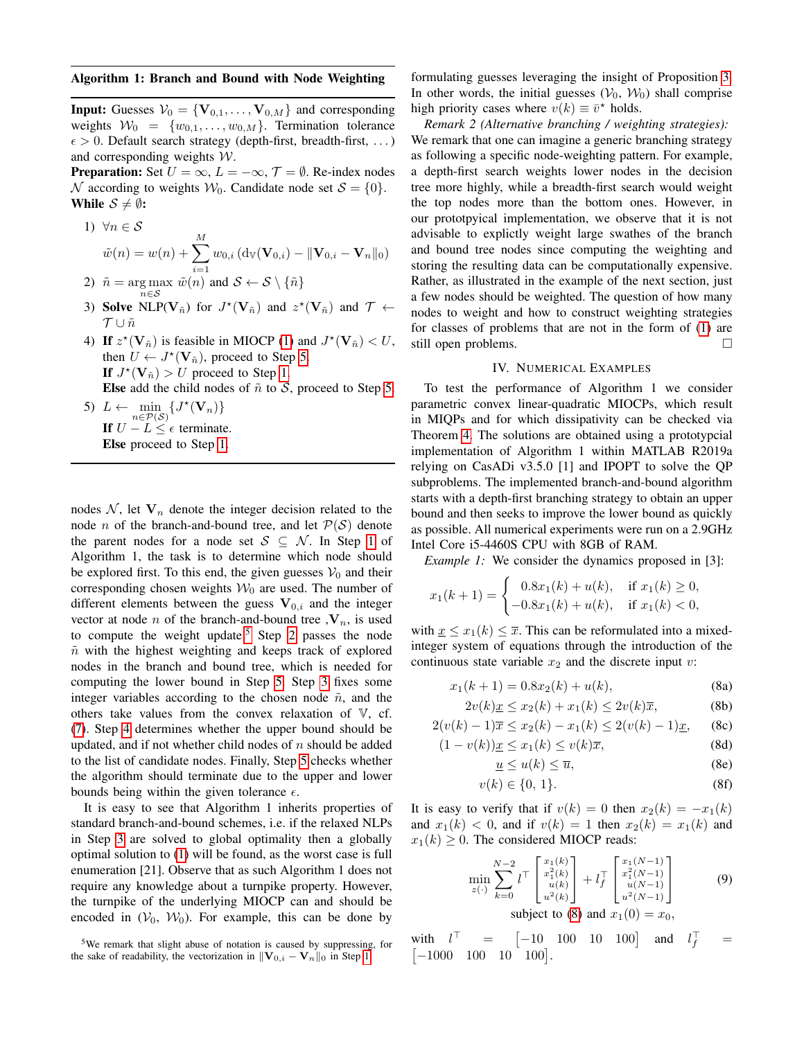**Algorithm 1: Branch and Bound with Node Weighting**

**Input:** Guesses $\mathcal{V}_0 = \{\mathbf{V}_{0,1}, \ldots, \mathbf{V}_{0,M}\}$ and corresponding weights $\mathcal{W}_0 = \{w_{0,1}, \ldots, w_{0,M}\}$. Termination tolerance $\epsilon > 0$. Default search strategy (depth-first, breadth-first, ...) and corresponding weights $\mathcal{W}$.

**Preparation:** Set $U = \infty$, $L = -\infty$, $\mathcal{T} = \emptyset$. Re-index nodes $\mathcal{N}$ according to weights $\mathcal{W}_0$. Candidate node set $\mathcal{S} = \{0\}$.

**While** $\mathcal{S} \neq \emptyset$**:**

1) $\forall n \in \mathcal{S}$
$$\tilde{w}(n) = w(n) + \sum_{i=1}^{M} w_{0,i} \left( \mathrm{d}_{\mathbb{V}}(\mathbf{V}_{0,i}) - \|\mathbf{V}_{0,i} - \mathbf{V}_n\|_0 \right)$$
2) $\tilde{n} = \arg\max_{n \in \mathcal{S}} \tilde{w}(n)$ and $\mathcal{S} \leftarrow \mathcal{S} \setminus \{\tilde{n}\}$
3) **Solve** NLP($\mathbf{V}_{\tilde{n}}$) for $J^\star(\mathbf{V}_{\tilde{n}})$ and $z^\star(\mathbf{V}_{\tilde{n}})$ and $\mathcal{T} \leftarrow \mathcal{T} \cup \tilde{n}$
4) **If** $z^\star(\mathbf{V}_{\tilde{n}})$ is feasible in MIOCP (1) and $J^\star(\mathbf{V}_{\tilde{n}}) < U$, then $U \leftarrow J^\star(\mathbf{V}_{\tilde{n}})$, proceed to Step 5.
**If** $J^\star(\mathbf{V}_{\tilde{n}}) > U$ proceed to Step 1.
**Else** add the child nodes of $\tilde{n}$ to $\mathcal{S}$, proceed to Step 5.
5) $L \leftarrow \min_{n \in \mathcal{P}(\mathcal{S})} \{J^\star(\mathbf{V}_n)\}$
**If** $U - L \leq \epsilon$ terminate.
**Else** proceed to Step 1.

nodes $\mathcal{N}$, let $\mathbf{V}_n$ denote the integer decision related to the node $n$ of the branch-and-bound tree, and let $\mathcal{P}(\mathcal{S})$ denote the parent nodes for a node set $\mathcal{S} \subseteq \mathcal{N}$. In Step 1 of Algorithm 1, the task is to determine which node should be explored first. To this end, the given guesses $\mathcal{V}_0$ and their corresponding chosen weights $\mathcal{W}_0$ are used. The number of different elements between the guess $\mathbf{V}_{0,i}$ and the integer vector at node $n$ of the branch-and-bound tree ,$\mathbf{V}_n$, is used to compute the weight update[5] Step 2 passes the node $\tilde{n}$ with the highest weighting and keeps track of explored nodes in the branch and bound tree, which is needed for computing the lower bound in Step 5. Step 3 fixes some integer variables according to the chosen node $\tilde{n}$, and the others take values from the convex relaxation of $\mathbb{V}$, cf. (7). Step 4 determines whether the upper bound should be updated, and if not whether child nodes of $n$ should be added to the list of candidate nodes. Finally, Step 5 checks whether the algorithm should terminate due to the upper and lower bounds being within the given tolerance $\epsilon$.

It is easy to see that Algorithm 1 inherits properties of standard branch-and-bound schemes, i.e. if the relaxed NLPs in Step 3 are solved to global optimality then a globally optimal solution to (1) will be found, as the worst case is full enumeration [21]. Observe that as such Algorithm 1 does not require any knowledge about a turnpike property. However, the turnpike of the underlying MIOCP can and should be encoded in ($\mathcal{V}_0$, $\mathcal{W}_0$). For example, this can be done by formulating guesses leveraging the insight of Proposition 3. In other words, the initial guesses ($\mathcal{V}_0$, $\mathcal{W}_0$) shall comprise high priority cases where $v(k) \equiv \bar{v}^\star$ holds.

[5]We remark that slight abuse of notation is caused by suppressing, for the sake of readability, the vectorization in $\|\mathbf{V}_{0,i} - \mathbf{V}_n\|_0$ in Step 1.

*Remark 2 (Alternative branching / weighting strategies):* We remark that one can imagine a generic branching strategy as following a specific node-weighting pattern. For example, a depth-first search weights lower nodes in the decision tree more highly, while a breadth-first search would weight the top nodes more than the bottom ones. However, in our prototpyical implementation, we observe that it is not advisable to explictly weight large swathes of the branch and bound tree nodes since computing the weighting and storing the resulting data can be computationally expensive. Rather, as illustrated in the example of the next section, just a few nodes should be weighted. The question of how many nodes to weight and how to construct weighting strategies for classes of problems that are not in the form of (1) are still open problems. □

## IV. Numerical Examples

To test the performance of Algorithm 1 we consider parametric convex linear-quadratic MIOCPs, which result in MIQPs and for which dissipativity can be checked via Theorem 4. The solutions are obtained using a prototypcial implementation of Algorithm 1 within MATLAB R2019a relying on CasADi v3.5.0 [1] and IPOPT to solve the QP subproblems. The implemented branch-and-bound algorithm starts with a depth-first branching strategy to obtain an upper bound and then seeks to improve the lower bound as quickly as possible. All numerical experiments were run on a 2.9GHz Intel Core i5-4460S CPU with 8GB of RAM.

*Example 1:* We consider the dynamics proposed in [3]:

$$x_1(k+1) = \begin{cases} 0.8x_1(k) + u(k), & \text{if } x_1(k) \geq 0, \\ -0.8x_1(k) + u(k), & \text{if } x_1(k) < 0, \end{cases}$$

with $\underline{x} \leq x_1(k) \leq \overline{x}$. This can be reformulated into a mixed-integer system of equations through the introduction of the continuous state variable $x_2$ and the discrete input $v$:

$$x_1(k+1) = 0.8x_2(k) + u(k), \tag{8a}$$
$$2v(k)\underline{x} \leq x_2(k) + x_1(k) \leq 2v(k)\overline{x}, \tag{8b}$$
$$2(v(k)-1)\overline{x} \leq x_2(k) - x_1(k) \leq 2(v(k)-1)\underline{x}, \tag{8c}$$
$$(1 - v(k))\underline{x} \leq x_1(k) \leq v(k)\overline{x}, \tag{8d}$$
$$\underline{u} \leq u(k) \leq \overline{u}, \tag{8e}$$
$$v(k) \in \{0, 1\}. \tag{8f}$$

It is easy to verify that if $v(k) = 0$ then $x_2(k) = -x_1(k)$ and $x_1(k) < 0$, and if $v(k) = 1$ then $x_2(k) = x_1(k)$ and $x_1(k) \geq 0$. The considered MIOCP reads:

$$\min_{z(\cdot)} \sum_{k=0}^{N-2} l^\top \begin{bmatrix} x_1(k) \\ x_1^2(k) \\ u(k) \\ u^2(k) \end{bmatrix} + l_f^\top \begin{bmatrix} x_1(N-1) \\ x_1^2(N-1) \\ u(N-1) \\ u^2(N-1) \end{bmatrix} \tag{9}$$
$$\text{subject to (8) and } x_1(0) = x_0,$$

with $l^\top = \begin{bmatrix} -10 & 100 & 10 & 100 \end{bmatrix}$ and $l_f^\top = \begin{bmatrix} -1000 & 100 & 10 & 100 \end{bmatrix}$.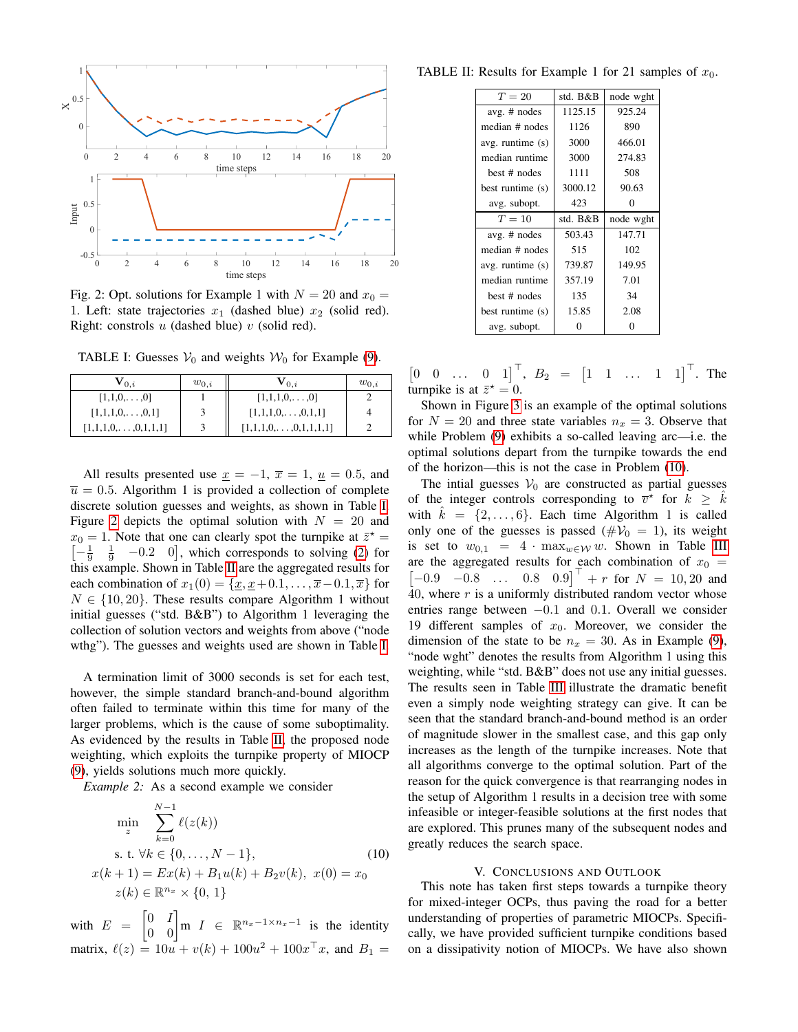X
1
0.5
0
0 2 4 6 8 10 12 14 16 18 20
time steps

Input
1
0.5
0
-0.5
0 2 4 6 8 10 12 14 16 18 20
time steps

Fig. 2: Opt. solutions for Example 1 with $N = 20$ and $x_0 = 1$. Left: state trajectories $x_1$ (dashed blue) $x_2$ (solid red). Right: constrols $u$ (dashed blue) $v$ (solid red).

TABLE I: Guesses $\mathcal{V}_0$ and weights $\mathcal{W}_0$ for Example (9).

| $\mathbf{V}_{0,i}$ | $w_{0,i}$ | $\mathbf{V}_{0,i}$ | $w_{0,i}$ |
|---|---|---|---|
| [1,1,0,. . . ,0] | 1 | [1,1,1,0,. . . ,0] | 2 |
| [1,1,1,0,. . . ,0,1] | 3 | [1,1,1,0,. . . ,0,1,1] | 4 |
| [1,1,1,0,. . . ,0,1,1,1] | 3 | [1,1,1,0,. . . ,0,1,1,1,1] | 2 |

All results presented use $\underline{x} = -1$, $\overline{x} = 1$, $\underline{u} = 0.5$, and $\overline{u} = 0.5$. Algorithm 1 is provided a collection of complete discrete solution guesses and weights, as shown in Table I. Figure 2 depicts the optimal solution with $N = 20$ and $x_0 = 1$. Note that one can clearly spot the turnpike at $\bar{z}^\star = \begin{bmatrix} -\frac{1}{9} & \frac{1}{9} & -0.2 & 0 \end{bmatrix}$, which corresponds to solving (2) for this example. Shown in Table II are the aggregated results for each combination of $x_1(0) = \{\underline{x}, \underline{x}+0.1, \ldots, \overline{x}-0.1, \overline{x}\}$ for $N \in \{10, 20\}$. These results compare Algorithm 1 without initial guesses ("std. B&B") to Algorithm 1 leveraging the collection of solution vectors and weights from above ("node wthg"). The guesses and weights used are shown in Table I.

A termination limit of 3000 seconds is set for each test, however, the simple standard branch-and-bound algorithm often failed to terminate within this time for many of the larger problems, which is the cause of some suboptimality. As evidenced by the results in Table II, the proposed node weighting, which exploits the turnpike property of MIOCP (9), yields solutions much more quickly.

*Example 2:* As a second example we consider

$$
\begin{aligned}
\min_{z} \quad & \sum_{k=0}^{N-1} \ell(z(k)) \\
\text{s. t.} \ & \forall k \in \{0, \ldots, N-1\}, \qquad\qquad (10)\\
& x(k+1) = Ex(k) + B_1 u(k) + B_2 v(k), \ x(0) = x_0 \\
& z(k) \in \mathbb{R}^{n_x} \times \{0, 1\}
\end{aligned}
$$

with $E = \begin{bmatrix} 0 & I \\ 0 & 0 \end{bmatrix}$m $I \in \mathbb{R}^{n_x - 1 \times n_x - 1}$ is the identity matrix, $\ell(z) = 10u + v(k) + 100u^2 + 100x^\top x$, and $B_1 = \begin{bmatrix} 0 & 0 & \ldots & 0 & 1 \end{bmatrix}^\top$, $B_2 = \begin{bmatrix} 1 & 1 & \ldots & 1 & 1 \end{bmatrix}^\top$. The turnpike is at $\bar{z}^\star = 0$.

TABLE II: Results for Example 1 for 21 samples of $x_0$.

| $T = 20$ | std. B&B | node wght |
|---|---|---|
| avg. # nodes | 1125.15 | 925.24 |
| median # nodes | 1126 | 890 |
| avg. runtime (s) | 3000 | 466.01 |
| median runtime | 3000 | 274.83 |
| best # nodes | 1111 | 508 |
| best runtime (s) | 3000.12 | 90.63 |
| avg. subopt. | 423 | 0 |
| $T = 10$ | std. B&B | node wght |
| avg. # nodes | 503.43 | 147.71 |
| median # nodes | 515 | 102 |
| avg. runtime (s) | 739.87 | 149.95 |
| median runtime | 357.19 | 7.01 |
| best # nodes | 135 | 34 |
| best runtime (s) | 15.85 | 2.08 |
| avg. subopt. | 0 | 0 |

Shown in Figure 3 is an example of the optimal solutions for $N = 20$ and three state variables $n_x = 3$. Observe that while Problem (9) exhibits a so-called leaving arc—i.e. the optimal solutions depart from the turnpike towards the end of the horizon—this is not the case in Problem (10).

The intial guesses $\mathcal{V}_0$ are constructed as partial guesses of the integer controls corresponding to $\overline{v}^\star$ for $k \geq \hat{k}$ with $\hat{k} = \{2, \ldots, 6\}$. Each time Algorithm 1 is called only one of the guesses is passed ($\#\mathcal{V}_0 = 1$), its weight is set to $w_{0,1} = 4 \cdot \max_{w \in \mathcal{W}} w$. Shown in Table III are the aggregated results for each combination of $x_0 = \begin{bmatrix} -0.9 & -0.8 & \ldots & 0.8 & 0.9 \end{bmatrix}^\top + r$ for $N = 10, 20$ and 40, where $r$ is a uniformly distributed random vector whose entries range between $-0.1$ and $0.1$. Overall we consider 19 different samples of $x_0$. Moreover, we consider the dimension of the state to be $n_x = 30$. As in Example (9), "node wght" denotes the results from Algorithm 1 using this weighting, while "std. B&B" does not use any initial guesses. The results seen in Table III illustrate the dramatic benefit even a simply node weighting strategy can give. It can be seen that the standard branch-and-bound method is an order of magnitude slower in the smallest case, and this gap only increases as the length of the turnpike increases. Note that all algorithms converge to the optimal solution. Part of the reason for the quick convergence is that rearranging nodes in the setup of Algorithm 1 results in a decision tree with some infeasible or integer-feasible solutions at the first nodes that are explored. This prunes many of the subsequent nodes and greatly reduces the search space.

## V. Conclusions and Outlook

This note has taken first steps towards a turnpike theory for mixed-integer OCPs, thus paving the road for a better understanding of properties of parametric MIOCPs. Specifically, we have provided sufficient turnpike conditions based on a dissipativity notion of MIOCPs. We have also shown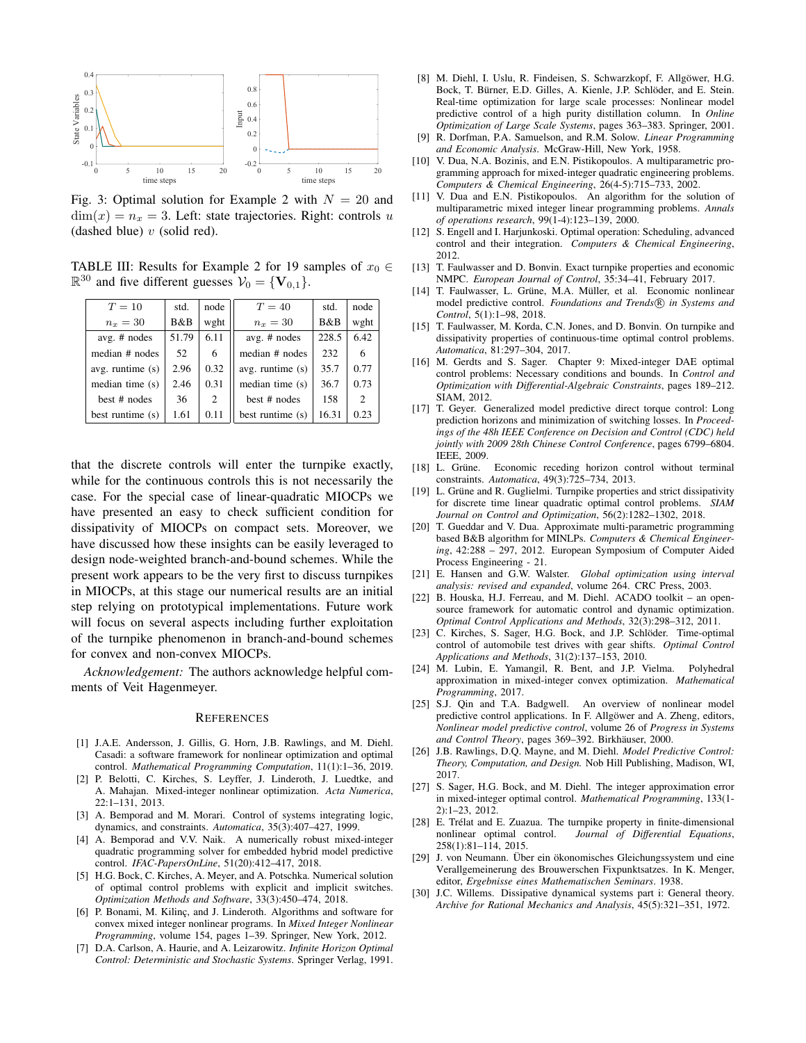State Variables

0.4
0.3
0.2
0.1
0
-0.1

0 5 10 15 20

time steps

Input

0.8
0.6
0.4
0.2
0
-0.2

0 5 10 15 20

time steps

Fig. 3: Optimal solution for Example 2 with $N = 20$ and $\dim(x) = n_x = 3$. Left: state trajectories. Right: controls $u$ (dashed blue) $v$ (solid red).

TABLE III: Results for Example 2 for 19 samples of $x_0 \in \mathbb{R}^{30}$ and five different guesses $\mathcal{V}_0 = \{\mathbf{V}_{0,1}\}$.

| $T = 10$ $n_x = 30$ | std. B&B | node wght | $T = 40$ $n_x = 30$ | std. B&B | node wght |
|---|---|---|---|---|---|
| avg. # nodes | 51.79 | 6.11 | avg. # nodes | 228.5 | 6.42 |
| median # nodes | 52 | 6 | median # nodes | 232 | 6 |
| avg. runtime (s) | 2.96 | 0.32 | avg. runtime (s) | 35.7 | 0.77 |
| median time (s) | 2.46 | 0.31 | median time (s) | 36.7 | 0.73 |
| best # nodes | 36 | 2 | best # nodes | 158 | 2 |
| best runtime (s) | 1.61 | 0.11 | best runtime (s) | 16.31 | 0.23 |

that the discrete controls will enter the turnpike exactly, while for the continuous controls this is not necessarily the case. For the special case of linear-quadratic MIOCPs we have presented an easy to check sufficient condition for dissipativity of MIOCPs on compact sets. Moreover, we have discussed how these insights can be easily leveraged to design node-weighted branch-and-bound schemes. While the present work appears to be the very first to discuss turnpikes in MIOCPs, at this stage our numerical results are an initial step relying on prototypical implementations. Future work will focus on several aspects including further exploitation of the turnpike phenomenon in branch-and-bound schemes for convex and non-convex MIOCPs.

*Acknowledgement:* The authors acknowledge helpful comments of Veit Hagenmeyer.

## References

[1] J.A.E. Andersson, J. Gillis, G. Horn, J.B. Rawlings, and M. Diehl. Casadi: a software framework for nonlinear optimization and optimal control. *Mathematical Programming Computation*, 11(1):1–36, 2019.

[2] P. Belotti, C. Kirches, S. Leyffer, J. Linderoth, J. Luedtke, and A. Mahajan. Mixed-integer nonlinear optimization. *Acta Numerica*, 22:1–131, 2013.

[3] A. Bemporad and M. Morari. Control of systems integrating logic, dynamics, and constraints. *Automatica*, 35(3):407–427, 1999.

[4] A. Bemporad and V.V. Naik. A numerically robust mixed-integer quadratic programming solver for embedded hybrid model predictive control. *IFAC-PapersOnLine*, 51(20):412–417, 2018.

[5] H.G. Bock, C. Kirches, A. Meyer, and A. Potschka. Numerical solution of optimal control problems with explicit and implicit switches. *Optimization Methods and Software*, 33(3):450–474, 2018.

[6] P. Bonami, M. Kilinç, and J. Linderoth. Algorithms and software for convex mixed integer nonlinear programs. In *Mixed Integer Nonlinear Programming*, volume 154, pages 1–39. Springer, New York, 2012.

[7] D.A. Carlson, A. Haurie, and A. Leizarowitz. *Infinite Horizon Optimal Control: Deterministic and Stochastic Systems*. Springer Verlag, 1991.

[8] M. Diehl, I. Uslu, R. Findeisen, S. Schwarzkopf, F. Allgöwer, H.G. Bock, T. Bürner, E.D. Gilles, A. Kienle, J.P. Schlöder, and E. Stein. Real-time optimization for large scale processes: Nonlinear model predictive control of a high purity distillation column. In *Online Optimization of Large Scale Systems*, pages 363–383. Springer, 2001.

[9] R. Dorfman, P.A. Samuelson, and R.M. Solow. *Linear Programming and Economic Analysis*. McGraw-Hill, New York, 1958.

[10] V. Dua, N.A. Bozinis, and E.N. Pistikopoulos. A multiparametric programming approach for mixed-integer quadratic engineering problems. *Computers & Chemical Engineering*, 26(4-5):715–733, 2002.

[11] V. Dua and E.N. Pistikopoulos. An algorithm for the solution of multiparametric mixed integer linear programming problems. *Annals of operations research*, 99(1-4):123–139, 2000.

[12] S. Engell and I. Harjunkoski. Optimal operation: Scheduling, advanced control and their integration. *Computers & Chemical Engineering*, 2012.

[13] T. Faulwasser and D. Bonvin. Exact turnpike properties and economic NMPC. *European Journal of Control*, 35:34–41, February 2017.

[14] T. Faulwasser, L. Grüne, M.A. Müller, et al. Economic nonlinear model predictive control. *Foundations and Trends® in Systems and Control*, 5(1):1–98, 2018.

[15] T. Faulwasser, M. Korda, C.N. Jones, and D. Bonvin. On turnpike and dissipativity properties of continuous-time optimal control problems. *Automatica*, 81:297–304, 2017.

[16] M. Gerdts and S. Sager. Chapter 9: Mixed-integer DAE optimal control problems: Necessary conditions and bounds. In *Control and Optimization with Differential-Algebraic Constraints*, pages 189–212. SIAM, 2012.

[17] T. Geyer. Generalized model predictive direct torque control: Long prediction horizons and minimization of switching losses. In *Proceedings of the 48h IEEE Conference on Decision and Control (CDC) held jointly with 2009 28th Chinese Control Conference*, pages 6799–6804. IEEE, 2009.

[18] L. Grüne. Economic receding horizon control without terminal constraints. *Automatica*, 49(3):725–734, 2013.

[19] L. Grüne and R. Guglielmi. Turnpike properties and strict dissipativity for discrete time linear quadratic optimal control problems. *SIAM Journal on Control and Optimization*, 56(2):1282–1302, 2018.

[20] T. Gueddar and V. Dua. Approximate multi-parametric programming based B&B algorithm for MINLPs. *Computers & Chemical Engineering*, 42:288 – 297, 2012. European Symposium of Computer Aided Process Engineering - 21.

[21] E. Hansen and G.W. Walster. *Global optimization using interval analysis: revised and expanded*, volume 264. CRC Press, 2003.

[22] B. Houska, H.J. Ferreau, and M. Diehl. ACADO toolkit – an open-source framework for automatic control and dynamic optimization. *Optimal Control Applications and Methods*, 32(3):298–312, 2011.

[23] C. Kirches, S. Sager, H.G. Bock, and J.P. Schlöder. Time-optimal control of automobile test drives with gear shifts. *Optimal Control Applications and Methods*, 31(2):137–153, 2010.

[24] M. Lubin, E. Yamangil, R. Bent, and J.P. Vielma. Polyhedral approximation in mixed-integer convex optimization. *Mathematical Programming*, 2017.

[25] S.J. Qin and T.A. Badgwell. An overview of nonlinear model predictive control applications. In F. Allgöwer and A. Zheng, editors, *Nonlinear model predictive control*, volume 26 of *Progress in Systems and Control Theory*, pages 369–392. Birkhäuser, 2000.

[26] J.B. Rawlings, D.Q. Mayne, and M. Diehl. *Model Predictive Control: Theory, Computation, and Design.* Nob Hill Publishing, Madison, WI, 2017.

[27] S. Sager, H.G. Bock, and M. Diehl. The integer approximation error in mixed-integer optimal control. *Mathematical Programming*, 133(1-2):1–23, 2012.

[28] E. Trélat and E. Zuazua. The turnpike property in finite-dimensional nonlinear optimal control. *Journal of Differential Equations*, 258(1):81–114, 2015.

[29] J. von Neumann. Über ein ökonomisches Gleichungssystem und eine Verallgemeinerung des Brouwerschen Fixpunktsatzes. In K. Menger, editor, *Ergebnisse eines Mathematischen Seminars*. 1938.

[30] J.C. Willems. Dissipative dynamical systems part i: General theory. *Archive for Rational Mechanics and Analysis*, 45(5):321–351, 1972.